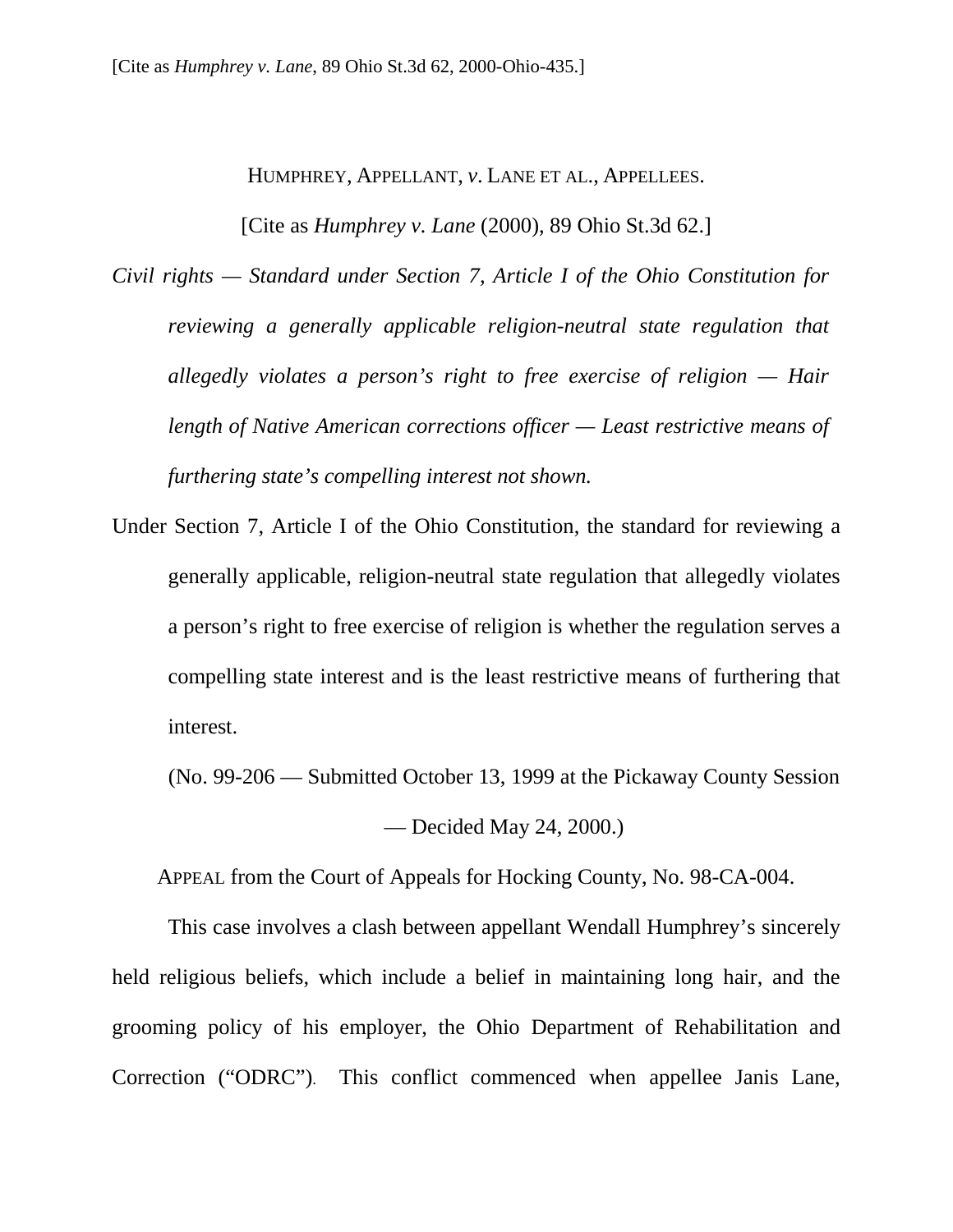[Cite as *Humphrey v. Lane*, 89 Ohio St.3d 62, 2000-Ohio-435.]

HUMPHREY, APPELLANT, *v.* LANE ET AL., APPELLEES.

[Cite as *Humphrey v. Lane* (2000), 89 Ohio St.3d 62.]

*Civil rights — Standard under Section 7, Article I of the Ohio Constitution for reviewing a generally applicable religion-neutral state regulation that allegedly violates a person's right to free exercise of religion — Hair length of Native American corrections officer — Least restrictive means of furthering state's compelling interest not shown.*

Under Section 7, Article I of the Ohio Constitution, the standard for reviewing a generally applicable, religion-neutral state regulation that allegedly violates a person's right to free exercise of religion is whether the regulation serves a compelling state interest and is the least restrictive means of furthering that interest.

(No. 99-206 — Submitted October 13, 1999 at the Pickaway County Session — Decided May 24, 2000.)

APPEAL from the Court of Appeals for Hocking County, No. 98-CA-004.

This case involves a clash between appellant Wendall Humphrey's sincerely held religious beliefs, which include a belief in maintaining long hair, and the grooming policy of his employer, the Ohio Department of Rehabilitation and Correction ("ODRC"). This conflict commenced when appellee Janis Lane,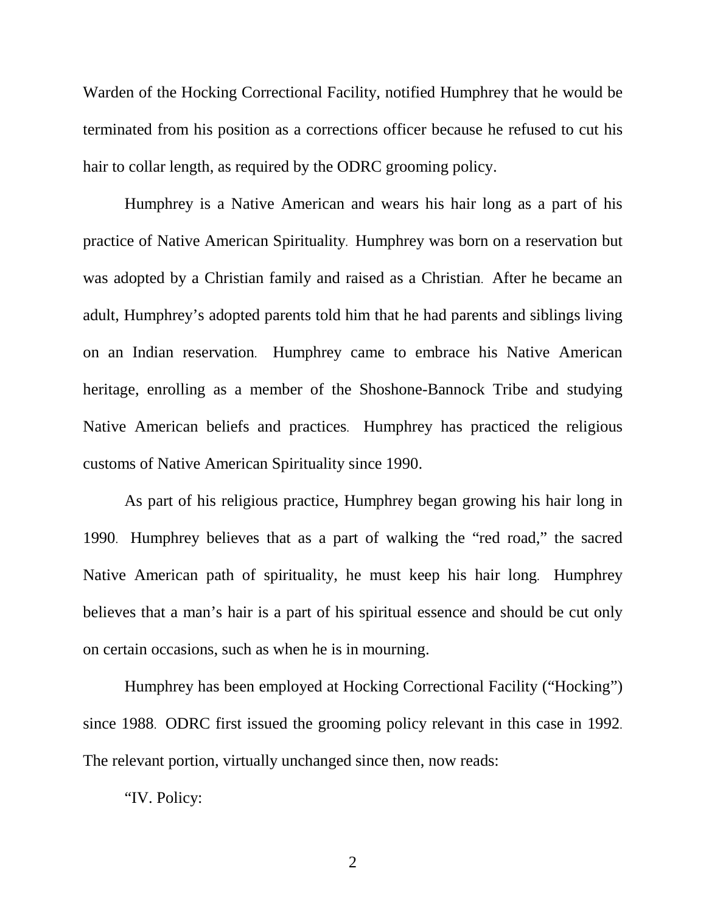Warden of the Hocking Correctional Facility, notified Humphrey that he would be terminated from his position as a corrections officer because he refused to cut his hair to collar length, as required by the ODRC grooming policy.

Humphrey is a Native American and wears his hair long as a part of his practice of Native American Spirituality. Humphrey was born on a reservation but was adopted by a Christian family and raised as a Christian. After he became an adult, Humphrey's adopted parents told him that he had parents and siblings living on an Indian reservation. Humphrey came to embrace his Native American heritage, enrolling as a member of the Shoshone-Bannock Tribe and studying Native American beliefs and practices. Humphrey has practiced the religious customs of Native American Spirituality since 1990.

As part of his religious practice, Humphrey began growing his hair long in 1990. Humphrey believes that as a part of walking the "red road," the sacred Native American path of spirituality, he must keep his hair long. Humphrey believes that a man's hair is a part of his spiritual essence and should be cut only on certain occasions, such as when he is in mourning.

Humphrey has been employed at Hocking Correctional Facility ("Hocking") since 1988. ODRC first issued the grooming policy relevant in this case in 1992. The relevant portion, virtually unchanged since then, now reads:

"IV. Policy: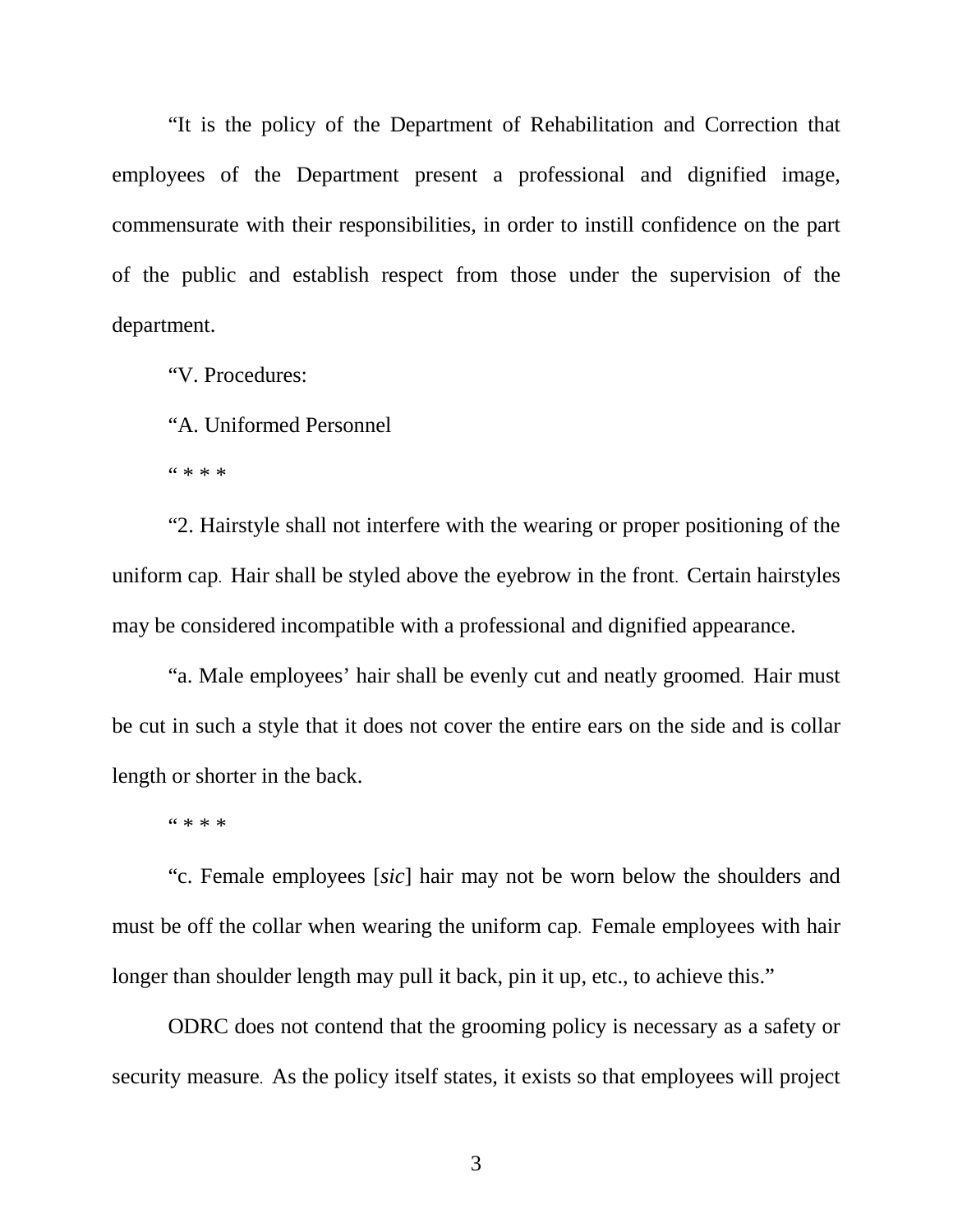"It is the policy of the Department of Rehabilitation and Correction that employees of the Department present a professional and dignified image, commensurate with their responsibilities, in order to instill confidence on the part of the public and establish respect from those under the supervision of the department.

"V. Procedures:

"A. Uniformed Personnel

" * * *

"2. Hairstyle shall not interfere with the wearing or proper positioning of the uniform cap. Hair shall be styled above the eyebrow in the front. Certain hairstyles may be considered incompatible with a professional and dignified appearance.

"a. Male employees' hair shall be evenly cut and neatly groomed. Hair must be cut in such a style that it does not cover the entire ears on the side and is collar length or shorter in the back.

" * * *

"c. Female employees [*sic*] hair may not be worn below the shoulders and must be off the collar when wearing the uniform cap. Female employees with hair longer than shoulder length may pull it back, pin it up, etc., to achieve this."

ODRC does not contend that the grooming policy is necessary as a safety or security measure. As the policy itself states, it exists so that employees will project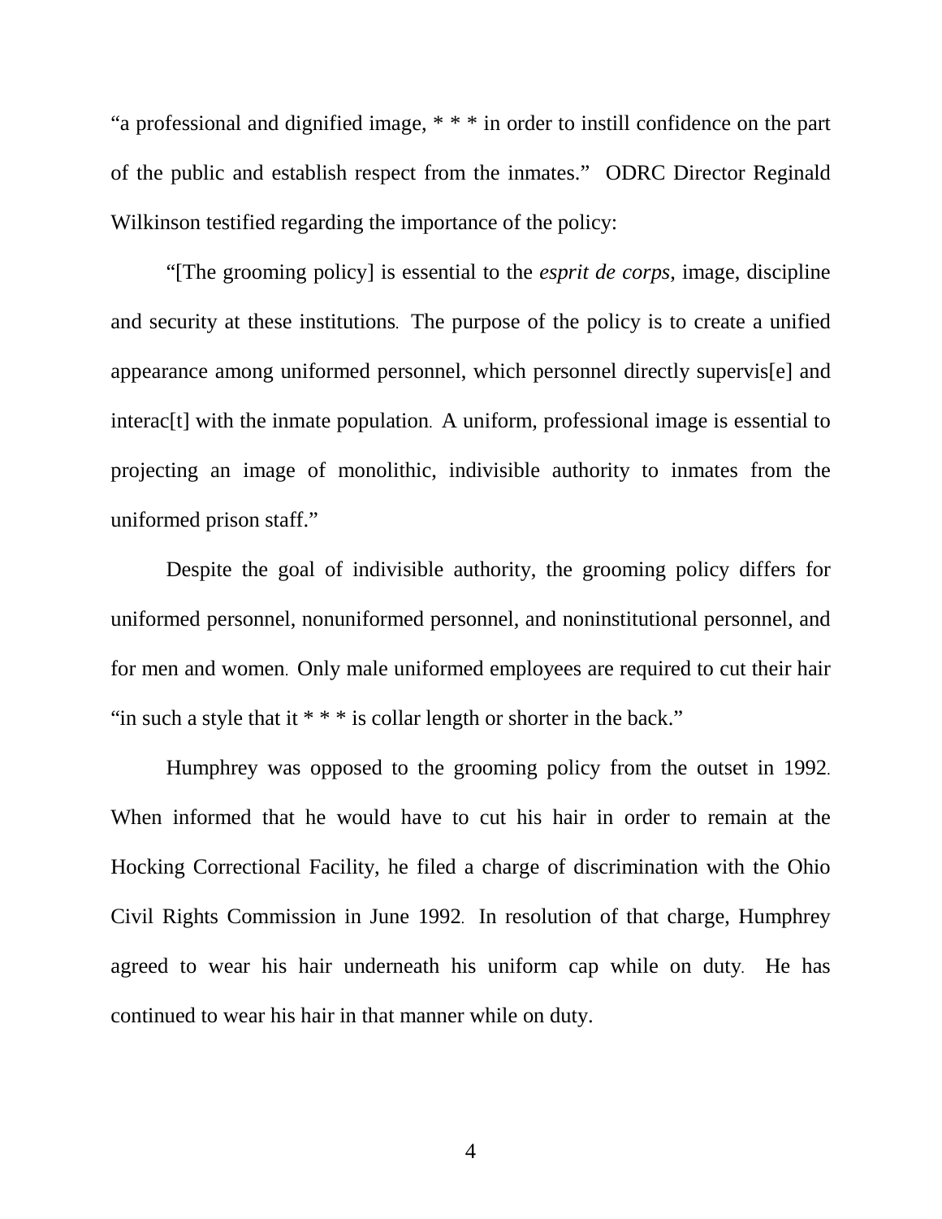"a professional and dignified image, * * * in order to instill confidence on the part of the public and establish respect from the inmates." ODRC Director Reginald Wilkinson testified regarding the importance of the policy:

"[The grooming policy] is essential to the *esprit de corps*, image, discipline and security at these institutions. The purpose of the policy is to create a unified appearance among uniformed personnel, which personnel directly supervis[e] and interac[t] with the inmate population. A uniform, professional image is essential to projecting an image of monolithic, indivisible authority to inmates from the uniformed prison staff."

Despite the goal of indivisible authority, the grooming policy differs for uniformed personnel, nonuniformed personnel, and noninstitutional personnel, and for men and women. Only male uniformed employees are required to cut their hair "in such a style that it * * * is collar length or shorter in the back."

Humphrey was opposed to the grooming policy from the outset in 1992. When informed that he would have to cut his hair in order to remain at the Hocking Correctional Facility, he filed a charge of discrimination with the Ohio Civil Rights Commission in June 1992. In resolution of that charge, Humphrey agreed to wear his hair underneath his uniform cap while on duty. He has continued to wear his hair in that manner while on duty.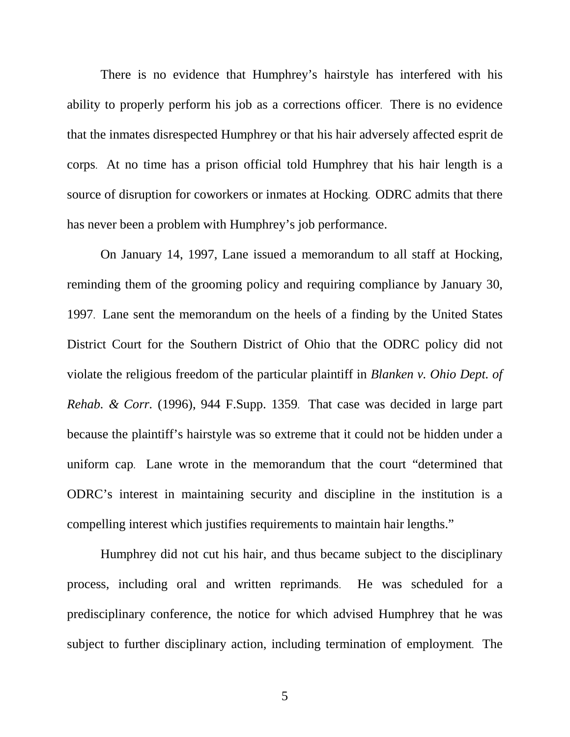There is no evidence that Humphrey's hairstyle has interfered with his ability to properly perform his job as a corrections officer. There is no evidence that the inmates disrespected Humphrey or that his hair adversely affected esprit de corps. At no time has a prison official told Humphrey that his hair length is a source of disruption for coworkers or inmates at Hocking. ODRC admits that there has never been a problem with Humphrey's job performance.

On January 14, 1997, Lane issued a memorandum to all staff at Hocking, reminding them of the grooming policy and requiring compliance by January 30, 1997. Lane sent the memorandum on the heels of a finding by the United States District Court for the Southern District of Ohio that the ODRC policy did not violate the religious freedom of the particular plaintiff in *Blanken v. Ohio Dept. of Rehab. & Corr.* (1996), 944 F.Supp. 1359. That case was decided in large part because the plaintiff's hairstyle was so extreme that it could not be hidden under a uniform cap. Lane wrote in the memorandum that the court "determined that ODRC's interest in maintaining security and discipline in the institution is a compelling interest which justifies requirements to maintain hair lengths."

Humphrey did not cut his hair, and thus became subject to the disciplinary process, including oral and written reprimands. He was scheduled for a predisciplinary conference, the notice for which advised Humphrey that he was subject to further disciplinary action, including termination of employment. The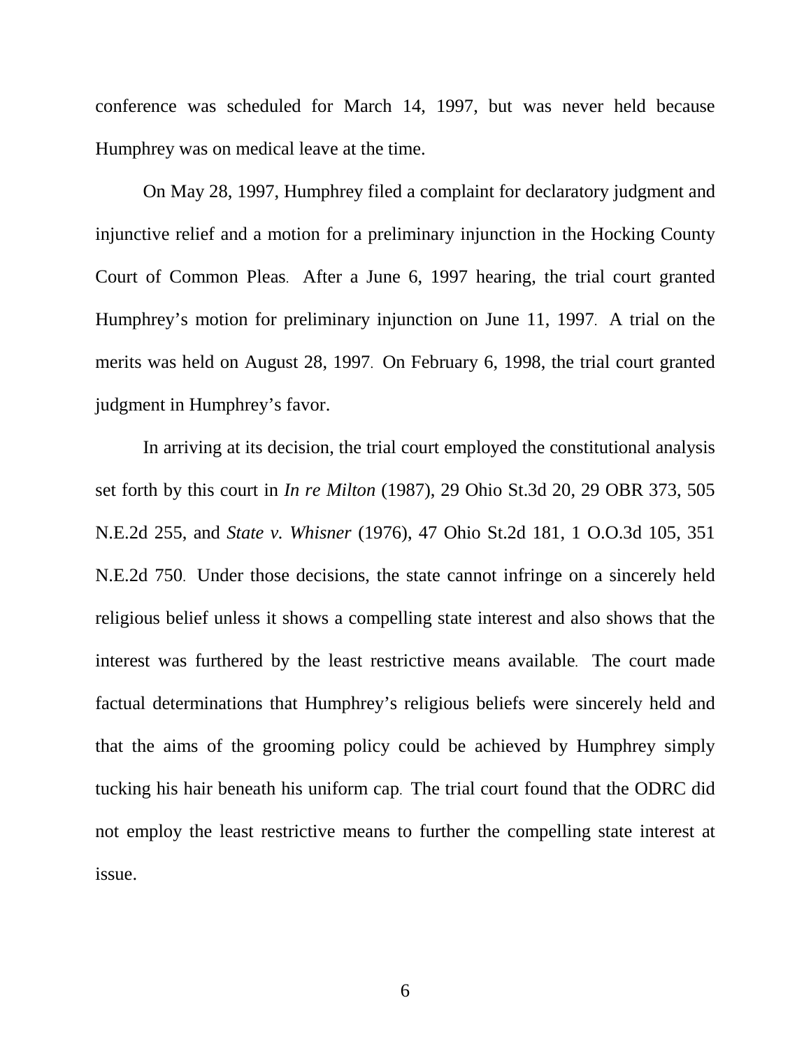conference was scheduled for March 14, 1997, but was never held because Humphrey was on medical leave at the time.

On May 28, 1997, Humphrey filed a complaint for declaratory judgment and injunctive relief and a motion for a preliminary injunction in the Hocking County Court of Common Pleas. After a June 6, 1997 hearing, the trial court granted Humphrey's motion for preliminary injunction on June 11, 1997. A trial on the merits was held on August 28, 1997. On February 6, 1998, the trial court granted judgment in Humphrey's favor.

In arriving at its decision, the trial court employed the constitutional analysis set forth by this court in *In re Milton* (1987), 29 Ohio St.3d 20, 29 OBR 373, 505 N.E.2d 255, and *State v. Whisner* (1976), 47 Ohio St.2d 181, 1 O.O.3d 105, 351 N.E.2d 750. Under those decisions, the state cannot infringe on a sincerely held religious belief unless it shows a compelling state interest and also shows that the interest was furthered by the least restrictive means available. The court made factual determinations that Humphrey's religious beliefs were sincerely held and that the aims of the grooming policy could be achieved by Humphrey simply tucking his hair beneath his uniform cap. The trial court found that the ODRC did not employ the least restrictive means to further the compelling state interest at issue.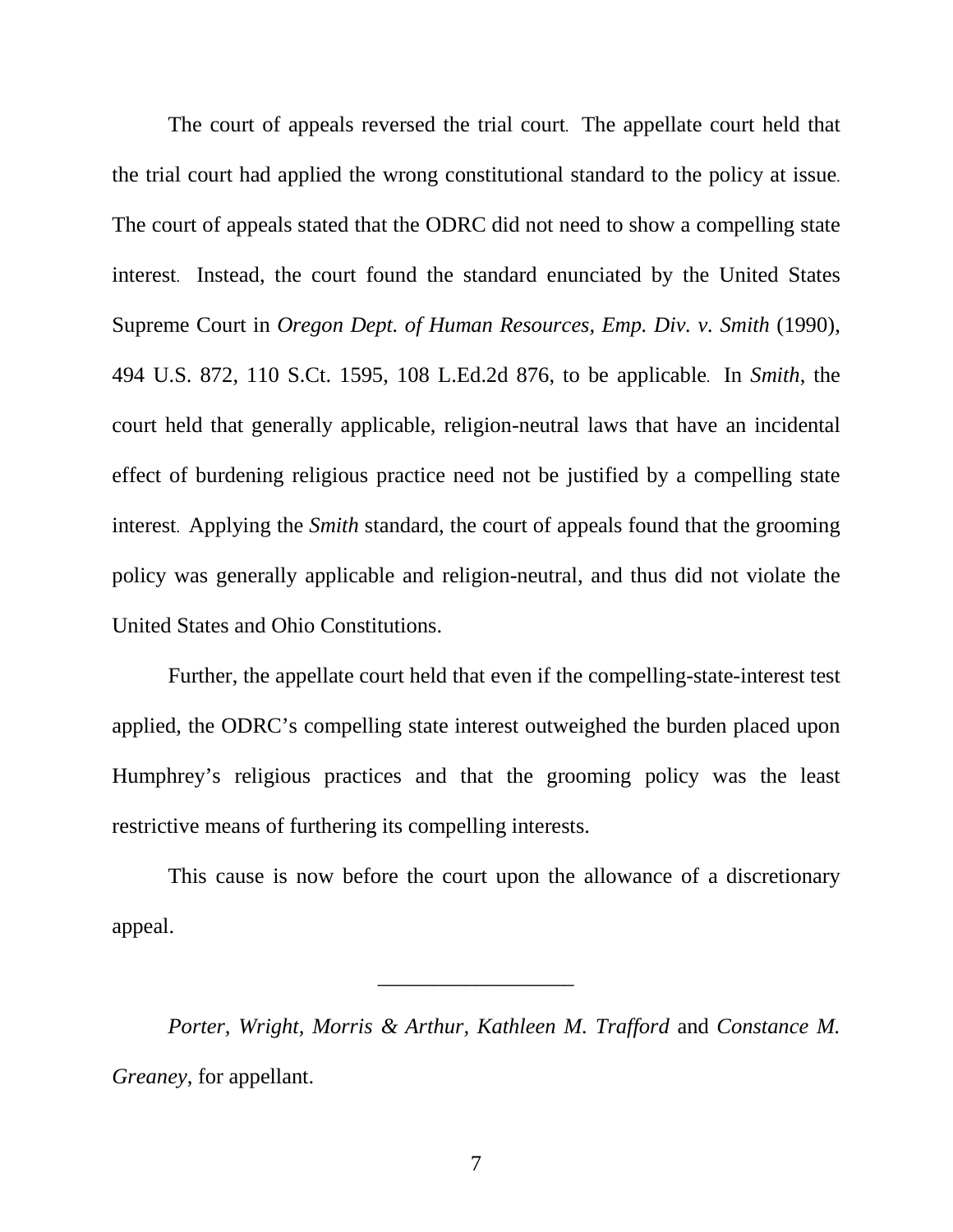The court of appeals reversed the trial court. The appellate court held that the trial court had applied the wrong constitutional standard to the policy at issue. The court of appeals stated that the ODRC did not need to show a compelling state interest. Instead, the court found the standard enunciated by the United States Supreme Court in *Oregon Dept. of Human Resources, Emp. Div. v. Smith* (1990), 494 U.S. 872, 110 S.Ct. 1595, 108 L.Ed.2d 876, to be applicable. In *Smith*, the court held that generally applicable, religion-neutral laws that have an incidental effect of burdening religious practice need not be justified by a compelling state interest. Applying the *Smith* standard, the court of appeals found that the grooming policy was generally applicable and religion-neutral, and thus did not violate the United States and Ohio Constitutions.

Further, the appellate court held that even if the compelling-state-interest test applied, the ODRC's compelling state interest outweighed the burden placed upon Humphrey's religious practices and that the grooming policy was the least restrictive means of furthering its compelling interests.

This cause is now before the court upon the allowance of a discretionary appeal.

---

*Porter, Wright, Morris & Arthur, Kathleen M. Trafford* and *Constance M. Greaney*, for appellant.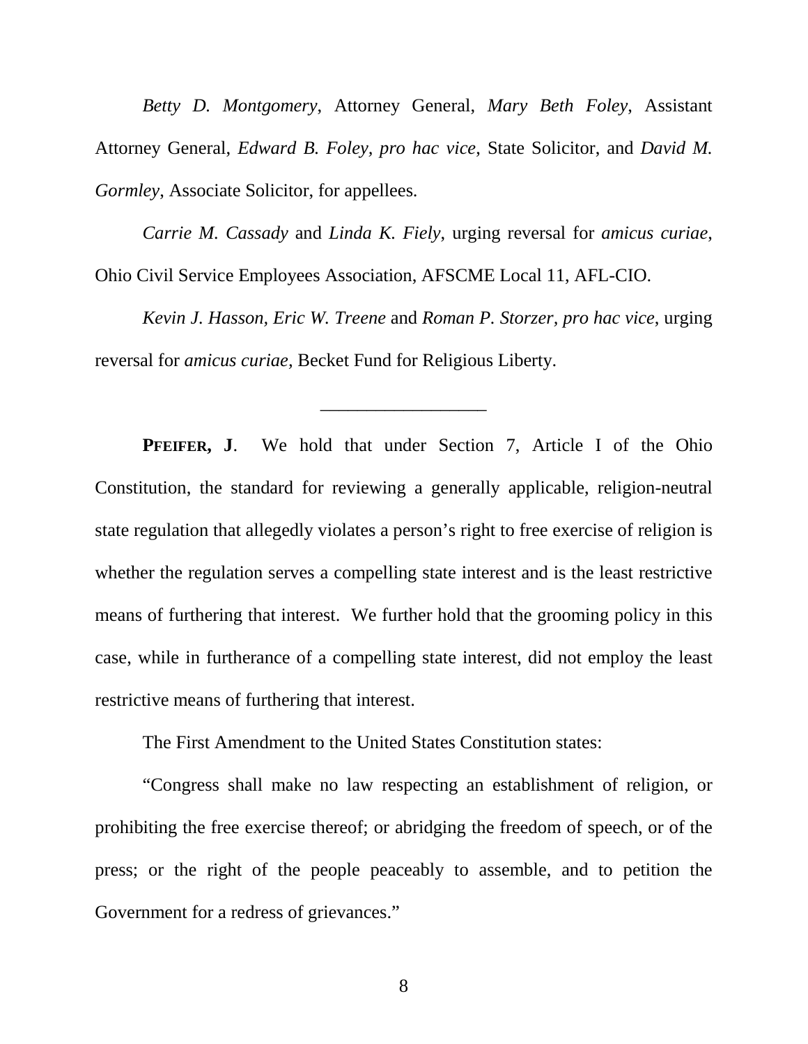*Betty D. Montgomery*, Attorney General, *Mary Beth Foley*, Assistant Attorney General, *Edward B. Foley, pro hac vice*, State Solicitor, and *David M. Gormley*, Associate Solicitor, for appellees.

*Carrie M. Cassady* and *Linda K. Fiely*, urging reversal for *amicus curiae*, Ohio Civil Service Employees Association, AFSCME Local 11, AFL-CIO.

*Kevin J. Hasson, Eric W. Treene* and *Roman P. Storzer, pro hac vice*, urging reversal for *amicus curiae*, Becket Fund for Religious Liberty.

---

**PFEIFER, J**. We hold that under Section 7, Article I of the Ohio Constitution, the standard for reviewing a generally applicable, religion-neutral state regulation that allegedly violates a person's right to free exercise of religion is whether the regulation serves a compelling state interest and is the least restrictive means of furthering that interest. We further hold that the grooming policy in this case, while in furtherance of a compelling state interest, did not employ the least restrictive means of furthering that interest.

The First Amendment to the United States Constitution states:

"Congress shall make no law respecting an establishment of religion, or prohibiting the free exercise thereof; or abridging the freedom of speech, or of the press; or the right of the people peaceably to assemble, and to petition the Government for a redress of grievances."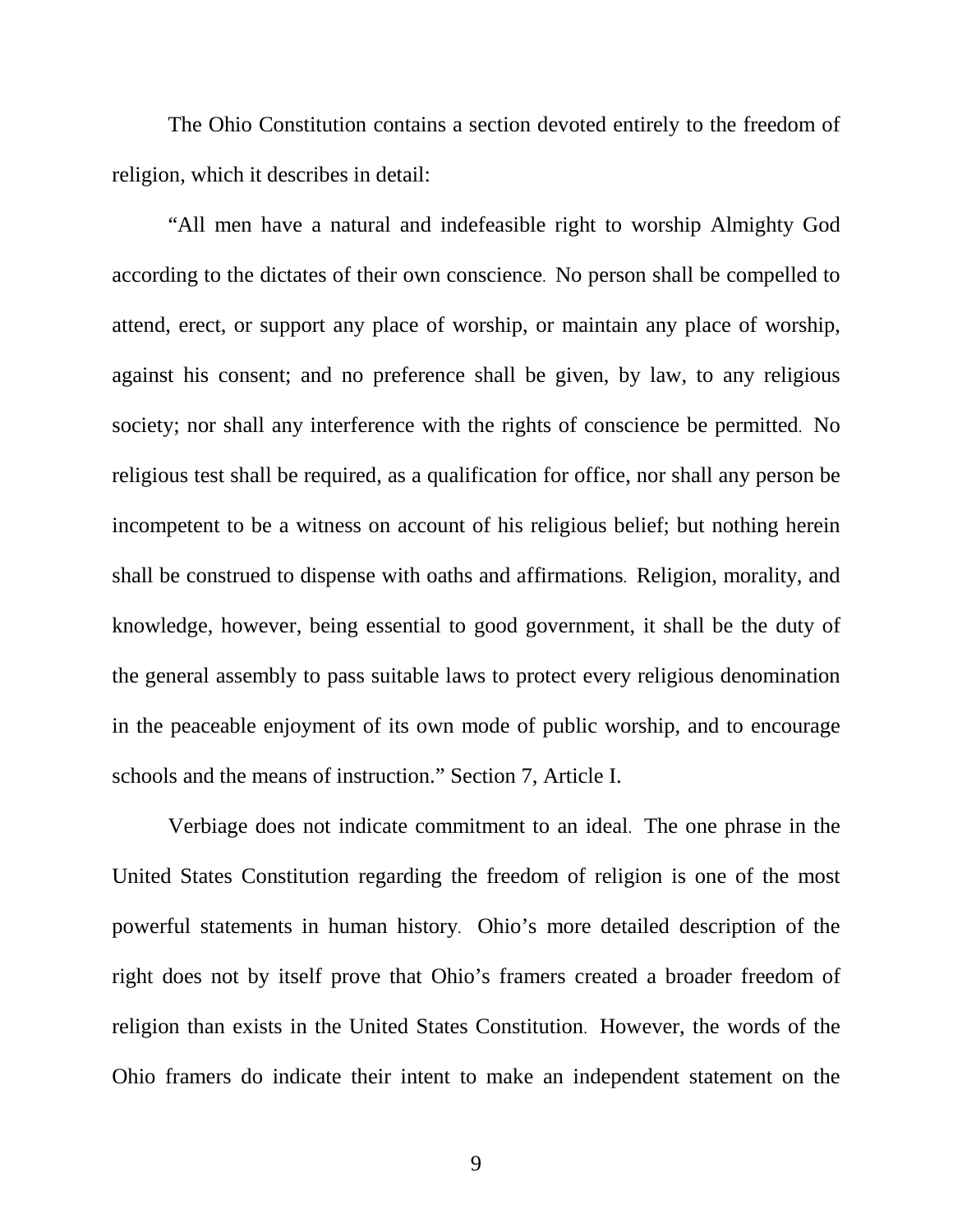The Ohio Constitution contains a section devoted entirely to the freedom of religion, which it describes in detail:

"All men have a natural and indefeasible right to worship Almighty God according to the dictates of their own conscience. No person shall be compelled to attend, erect, or support any place of worship, or maintain any place of worship, against his consent; and no preference shall be given, by law, to any religious society; nor shall any interference with the rights of conscience be permitted. No religious test shall be required, as a qualification for office, nor shall any person be incompetent to be a witness on account of his religious belief; but nothing herein shall be construed to dispense with oaths and affirmations. Religion, morality, and knowledge, however, being essential to good government, it shall be the duty of the general assembly to pass suitable laws to protect every religious denomination in the peaceable enjoyment of its own mode of public worship, and to encourage schools and the means of instruction." Section 7, Article I.

Verbiage does not indicate commitment to an ideal. The one phrase in the United States Constitution regarding the freedom of religion is one of the most powerful statements in human history. Ohio's more detailed description of the right does not by itself prove that Ohio's framers created a broader freedom of religion than exists in the United States Constitution. However, the words of the Ohio framers do indicate their intent to make an independent statement on the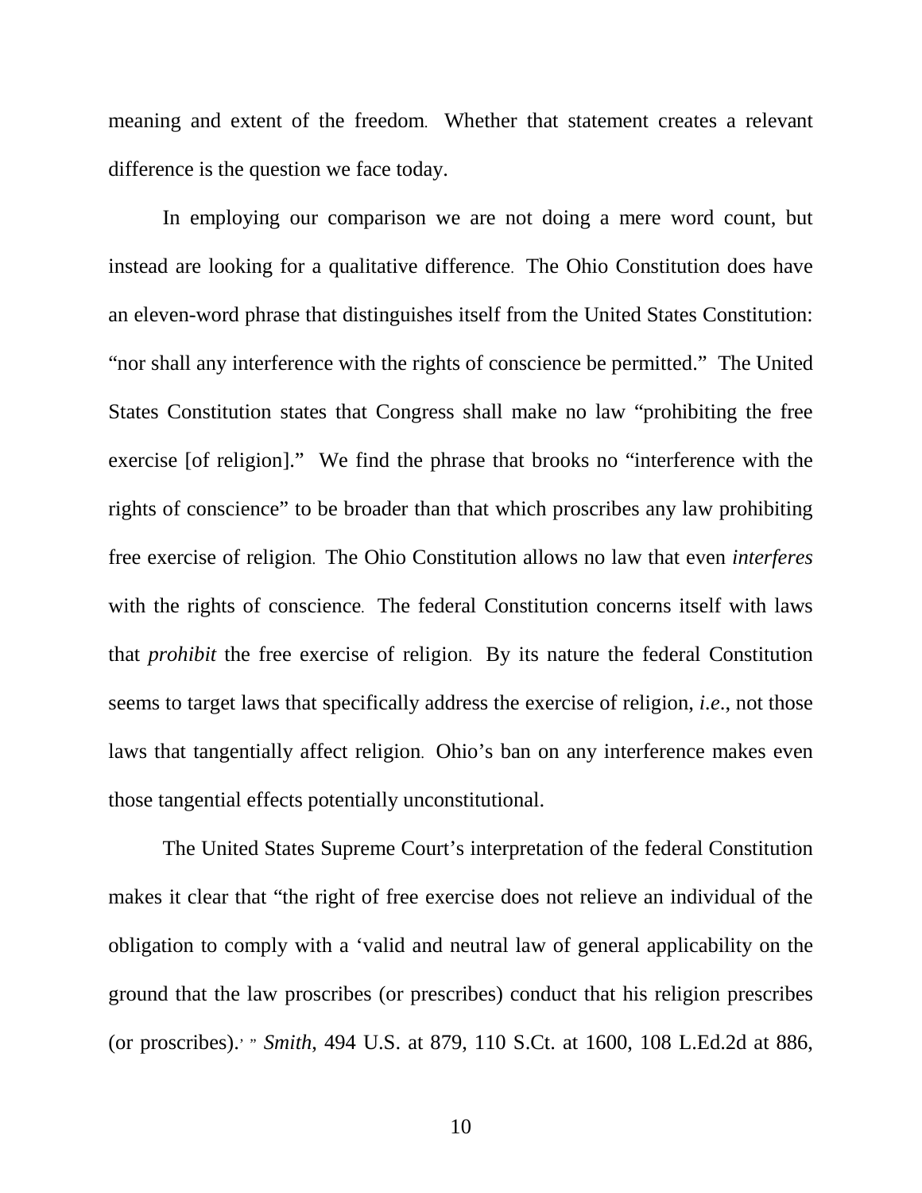meaning and extent of the freedom. Whether that statement creates a relevant difference is the question we face today.

In employing our comparison we are not doing a mere word count, but instead are looking for a qualitative difference. The Ohio Constitution does have an eleven-word phrase that distinguishes itself from the United States Constitution: "nor shall any interference with the rights of conscience be permitted." The United States Constitution states that Congress shall make no law "prohibiting the free exercise [of religion]." We find the phrase that brooks no "interference with the rights of conscience" to be broader than that which proscribes any law prohibiting free exercise of religion. The Ohio Constitution allows no law that even *interferes* with the rights of conscience. The federal Constitution concerns itself with laws that *prohibit* the free exercise of religion. By its nature the federal Constitution seems to target laws that specifically address the exercise of religion, *i.e.*, not those laws that tangentially affect religion. Ohio's ban on any interference makes even those tangential effects potentially unconstitutional.

The United States Supreme Court's interpretation of the federal Constitution makes it clear that "the right of free exercise does not relieve an individual of the obligation to comply with a 'valid and neutral law of general applicability on the ground that the law proscribes (or prescribes) conduct that his religion prescribes (or proscribes).' " *Smith*, 494 U.S. at 879, 110 S.Ct. at 1600, 108 L.Ed.2d at 886,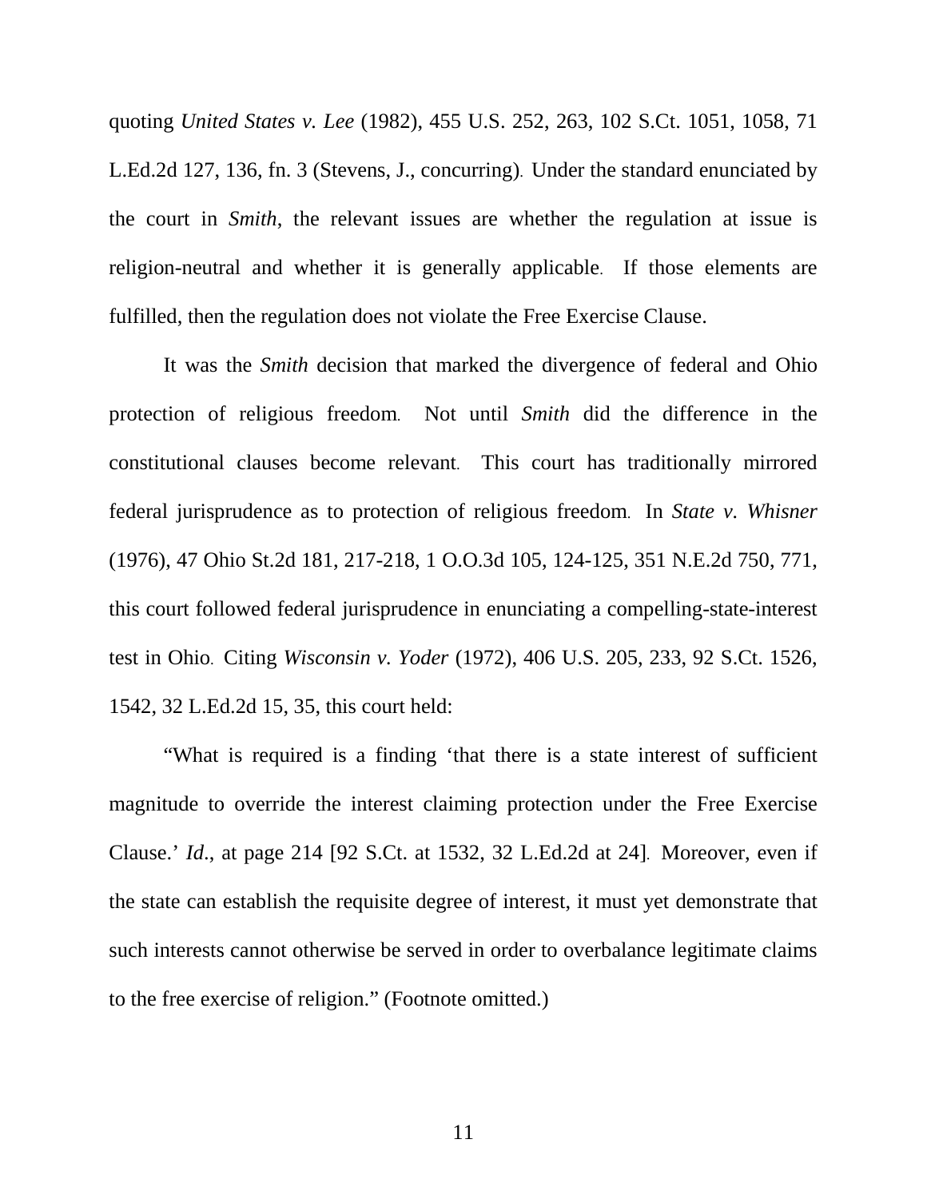quoting *United States v. Lee* (1982), 455 U.S. 252, 263, 102 S.Ct. 1051, 1058, 71 L.Ed.2d 127, 136, fn. 3 (Stevens, J., concurring). Under the standard enunciated by the court in *Smith*, the relevant issues are whether the regulation at issue is religion-neutral and whether it is generally applicable. If those elements are fulfilled, then the regulation does not violate the Free Exercise Clause.

It was the *Smith* decision that marked the divergence of federal and Ohio protection of religious freedom. Not until *Smith* did the difference in the constitutional clauses become relevant. This court has traditionally mirrored federal jurisprudence as to protection of religious freedom. In *State v. Whisner* (1976), 47 Ohio St.2d 181, 217-218, 1 O.O.3d 105, 124-125, 351 N.E.2d 750, 771, this court followed federal jurisprudence in enunciating a compelling-state-interest test in Ohio. Citing *Wisconsin v. Yoder* (1972), 406 U.S. 205, 233, 92 S.Ct. 1526, 1542, 32 L.Ed.2d 15, 35, this court held:

"What is required is a finding 'that there is a state interest of sufficient magnitude to override the interest claiming protection under the Free Exercise Clause.' *Id*., at page 214 [92 S.Ct. at 1532, 32 L.Ed.2d at 24]. Moreover, even if the state can establish the requisite degree of interest, it must yet demonstrate that such interests cannot otherwise be served in order to overbalance legitimate claims to the free exercise of religion." (Footnote omitted.)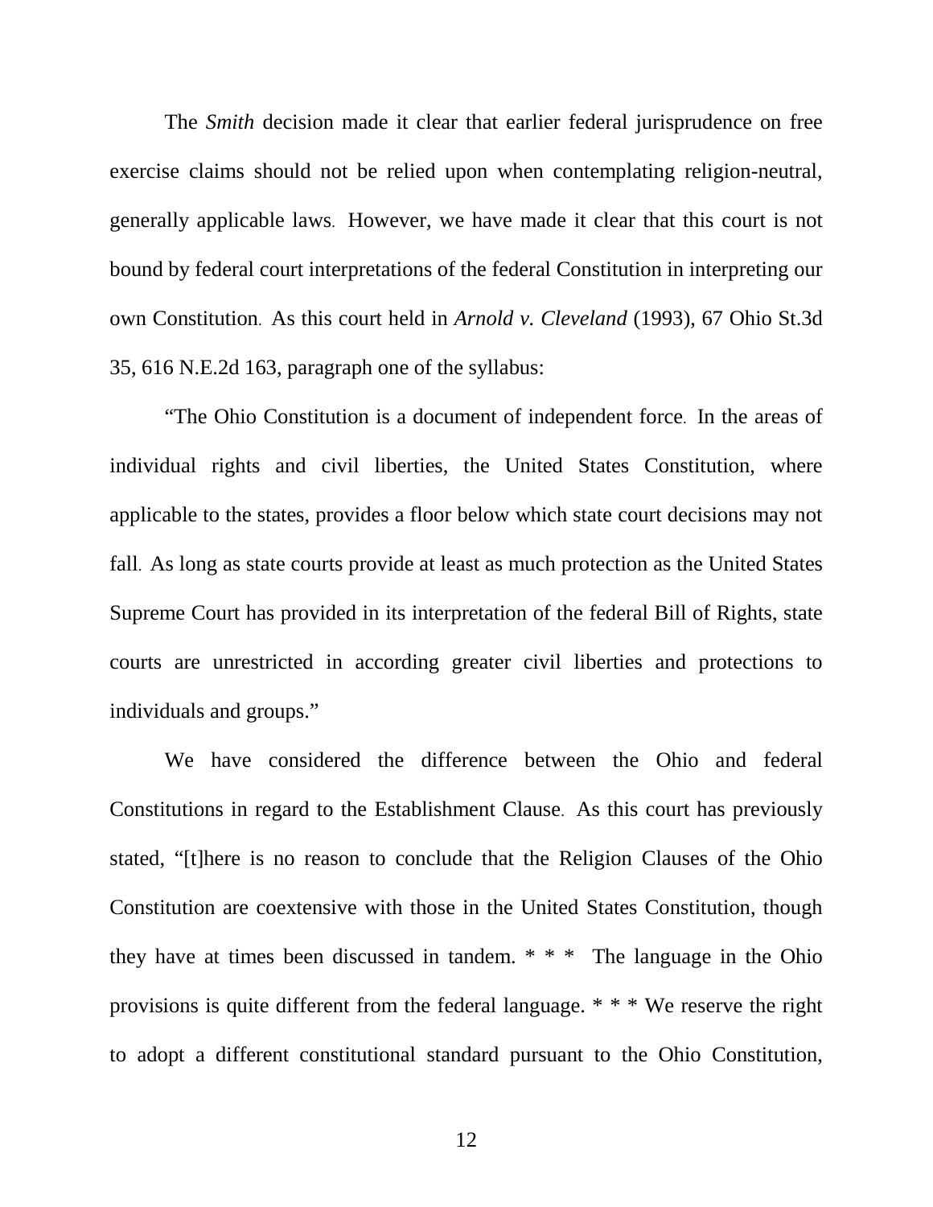The *Smith* decision made it clear that earlier federal jurisprudence on free exercise claims should not be relied upon when contemplating religion-neutral, generally applicable laws. However, we have made it clear that this court is not bound by federal court interpretations of the federal Constitution in interpreting our own Constitution. As this court held in *Arnold v. Cleveland* (1993), 67 Ohio St.3d 35, 616 N.E.2d 163, paragraph one of the syllabus:

"The Ohio Constitution is a document of independent force. In the areas of individual rights and civil liberties, the United States Constitution, where applicable to the states, provides a floor below which state court decisions may not fall. As long as state courts provide at least as much protection as the United States Supreme Court has provided in its interpretation of the federal Bill of Rights, state courts are unrestricted in according greater civil liberties and protections to individuals and groups."

We have considered the difference between the Ohio and federal Constitutions in regard to the Establishment Clause. As this court has previously stated, "[t]here is no reason to conclude that the Religion Clauses of the Ohio Constitution are coextensive with those in the United States Constitution, though they have at times been discussed in tandem. * * * The language in the Ohio provisions is quite different from the federal language. * * * We reserve the right to adopt a different constitutional standard pursuant to the Ohio Constitution,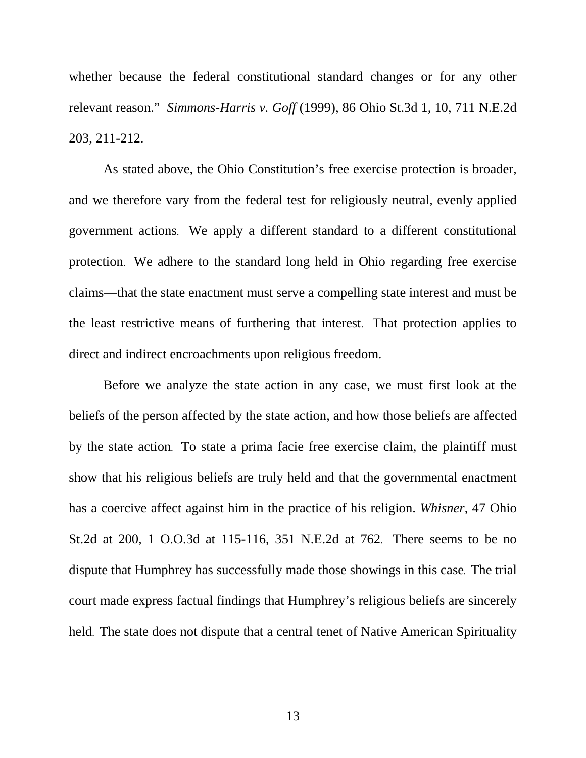whether because the federal constitutional standard changes or for any other relevant reason." *Simmons-Harris v. Goff* (1999), 86 Ohio St.3d 1, 10, 711 N.E.2d 203, 211-212.

As stated above, the Ohio Constitution's free exercise protection is broader, and we therefore vary from the federal test for religiously neutral, evenly applied government actions. We apply a different standard to a different constitutional protection. We adhere to the standard long held in Ohio regarding free exercise claims—that the state enactment must serve a compelling state interest and must be the least restrictive means of furthering that interest. That protection applies to direct and indirect encroachments upon religious freedom.

Before we analyze the state action in any case, we must first look at the beliefs of the person affected by the state action, and how those beliefs are affected by the state action. To state a prima facie free exercise claim, the plaintiff must show that his religious beliefs are truly held and that the governmental enactment has a coercive affect against him in the practice of his religion. *Whisner*, 47 Ohio St.2d at 200, 1 O.O.3d at 115-116, 351 N.E.2d at 762. There seems to be no dispute that Humphrey has successfully made those showings in this case. The trial court made express factual findings that Humphrey's religious beliefs are sincerely held. The state does not dispute that a central tenet of Native American Spirituality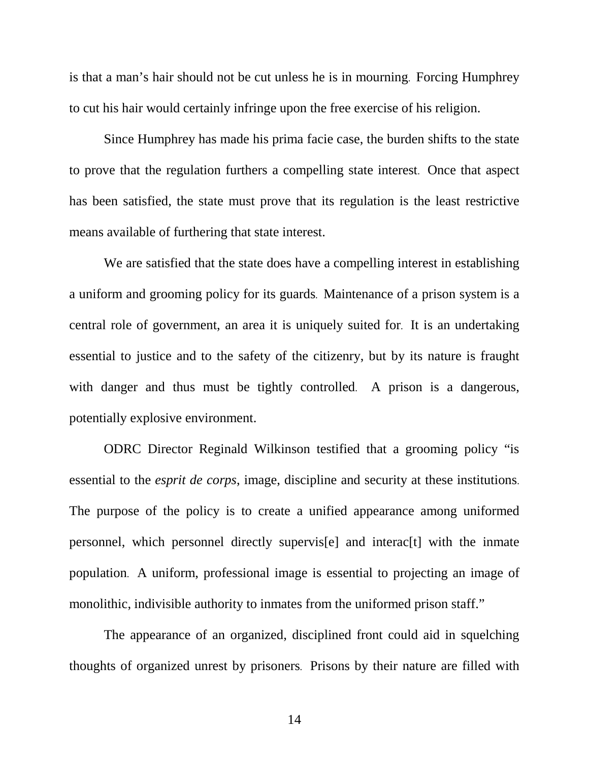is that a man's hair should not be cut unless he is in mourning. Forcing Humphrey to cut his hair would certainly infringe upon the free exercise of his religion.

Since Humphrey has made his prima facie case, the burden shifts to the state to prove that the regulation furthers a compelling state interest. Once that aspect has been satisfied, the state must prove that its regulation is the least restrictive means available of furthering that state interest.

We are satisfied that the state does have a compelling interest in establishing a uniform and grooming policy for its guards. Maintenance of a prison system is a central role of government, an area it is uniquely suited for. It is an undertaking essential to justice and to the safety of the citizenry, but by its nature is fraught with danger and thus must be tightly controlled. A prison is a dangerous, potentially explosive environment.

ODRC Director Reginald Wilkinson testified that a grooming policy "is essential to the *esprit de corps*, image, discipline and security at these institutions. The purpose of the policy is to create a unified appearance among uniformed personnel, which personnel directly supervis[e] and interac[t] with the inmate population. A uniform, professional image is essential to projecting an image of monolithic, indivisible authority to inmates from the uniformed prison staff."

The appearance of an organized, disciplined front could aid in squelching thoughts of organized unrest by prisoners. Prisons by their nature are filled with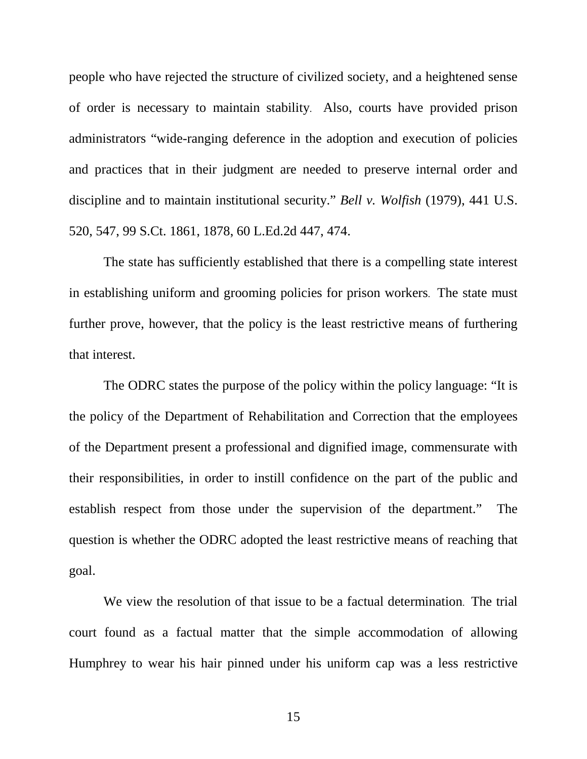people who have rejected the structure of civilized society, and a heightened sense of order is necessary to maintain stability. Also, courts have provided prison administrators "wide-ranging deference in the adoption and execution of policies and practices that in their judgment are needed to preserve internal order and discipline and to maintain institutional security." *Bell v. Wolfish* (1979), 441 U.S. 520, 547, 99 S.Ct. 1861, 1878, 60 L.Ed.2d 447, 474.

The state has sufficiently established that there is a compelling state interest in establishing uniform and grooming policies for prison workers. The state must further prove, however, that the policy is the least restrictive means of furthering that interest.

The ODRC states the purpose of the policy within the policy language: "It is the policy of the Department of Rehabilitation and Correction that the employees of the Department present a professional and dignified image, commensurate with their responsibilities, in order to instill confidence on the part of the public and establish respect from those under the supervision of the department." The question is whether the ODRC adopted the least restrictive means of reaching that goal.

We view the resolution of that issue to be a factual determination. The trial court found as a factual matter that the simple accommodation of allowing Humphrey to wear his hair pinned under his uniform cap was a less restrictive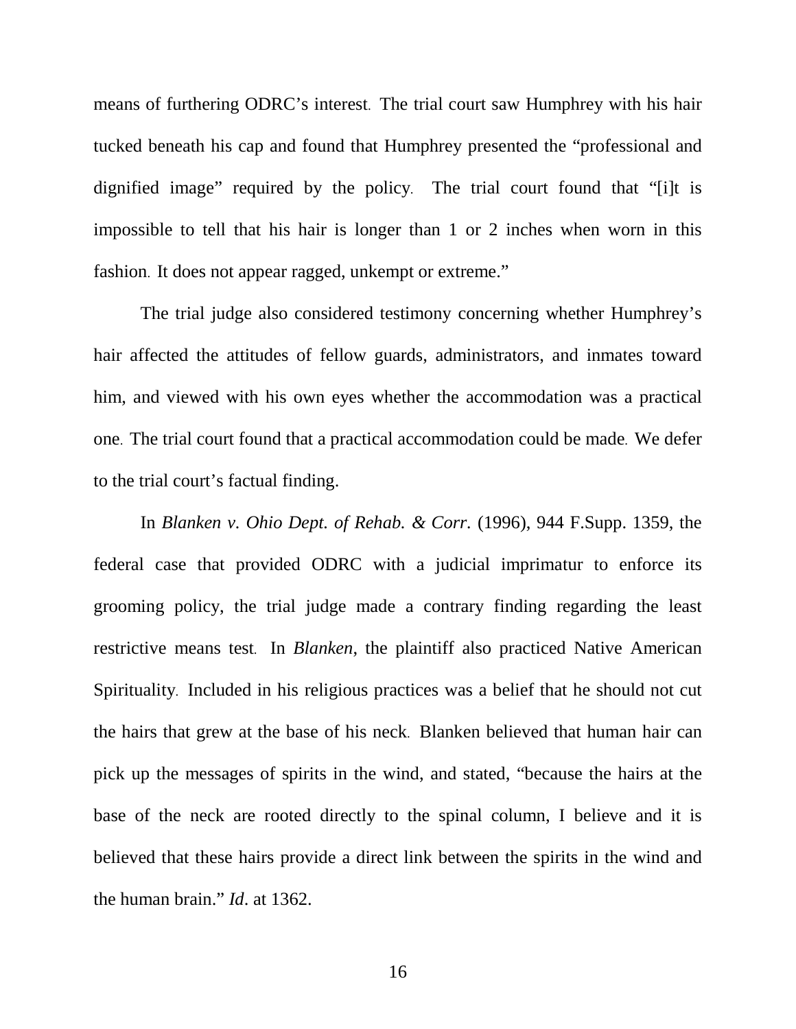means of furthering ODRC's interest. The trial court saw Humphrey with his hair tucked beneath his cap and found that Humphrey presented the "professional and dignified image" required by the policy. The trial court found that "[i]t is impossible to tell that his hair is longer than 1 or 2 inches when worn in this fashion. It does not appear ragged, unkempt or extreme."

The trial judge also considered testimony concerning whether Humphrey's hair affected the attitudes of fellow guards, administrators, and inmates toward him, and viewed with his own eyes whether the accommodation was a practical one. The trial court found that a practical accommodation could be made. We defer to the trial court's factual finding.

In *Blanken v. Ohio Dept. of Rehab. & Corr.* (1996), 944 F.Supp. 1359, the federal case that provided ODRC with a judicial imprimatur to enforce its grooming policy, the trial judge made a contrary finding regarding the least restrictive means test. In *Blanken*, the plaintiff also practiced Native American Spirituality. Included in his religious practices was a belief that he should not cut the hairs that grew at the base of his neck. Blanken believed that human hair can pick up the messages of spirits in the wind, and stated, "because the hairs at the base of the neck are rooted directly to the spinal column, I believe and it is believed that these hairs provide a direct link between the spirits in the wind and the human brain." *Id*. at 1362.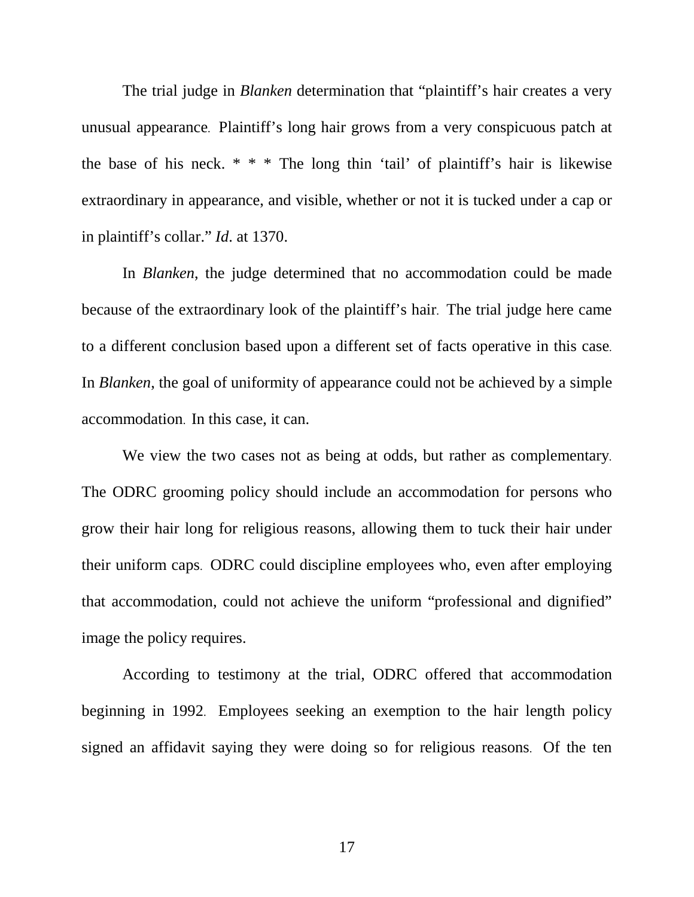The trial judge in *Blanken* determination that "plaintiff's hair creates a very unusual appearance. Plaintiff's long hair grows from a very conspicuous patch at the base of his neck. * * * The long thin 'tail' of plaintiff's hair is likewise extraordinary in appearance, and visible, whether or not it is tucked under a cap or in plaintiff's collar." *Id.* at 1370.

In *Blanken*, the judge determined that no accommodation could be made because of the extraordinary look of the plaintiff's hair. The trial judge here came to a different conclusion based upon a different set of facts operative in this case. In *Blanken*, the goal of uniformity of appearance could not be achieved by a simple accommodation. In this case, it can.

We view the two cases not as being at odds, but rather as complementary. The ODRC grooming policy should include an accommodation for persons who grow their hair long for religious reasons, allowing them to tuck their hair under their uniform caps. ODRC could discipline employees who, even after employing that accommodation, could not achieve the uniform "professional and dignified" image the policy requires.

According to testimony at the trial, ODRC offered that accommodation beginning in 1992. Employees seeking an exemption to the hair length policy signed an affidavit saying they were doing so for religious reasons. Of the ten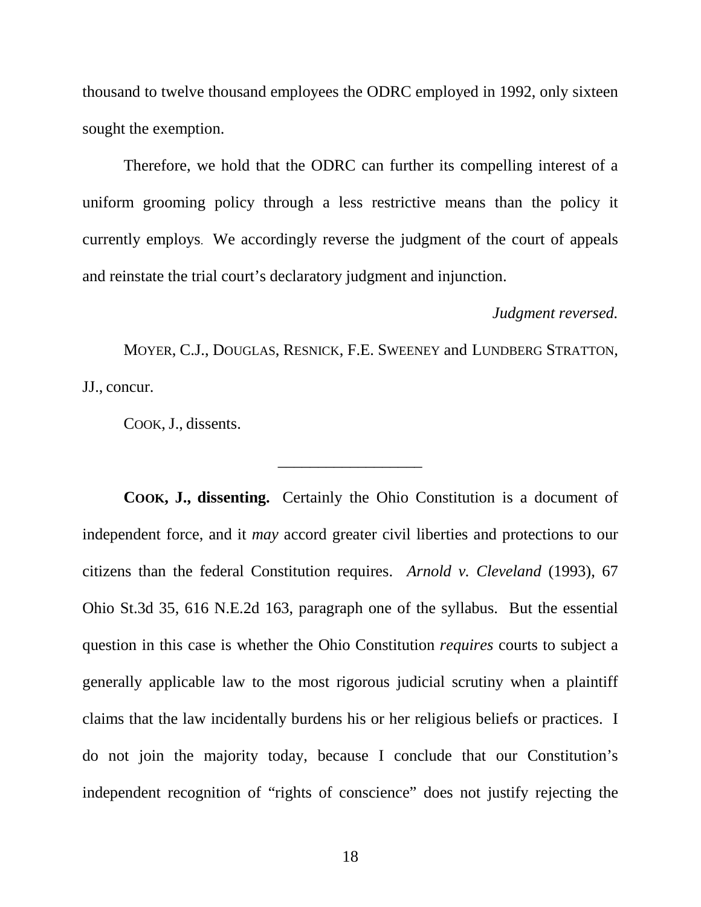thousand to twelve thousand employees the ODRC employed in 1992, only sixteen sought the exemption.

Therefore, we hold that the ODRC can further its compelling interest of a uniform grooming policy through a less restrictive means than the policy it currently employs. We accordingly reverse the judgment of the court of appeals and reinstate the trial court's declaratory judgment and injunction.

*Judgment reversed.*

MOYER, C.J., DOUGLAS, RESNICK, F.E. SWEENEY and LUNDBERG STRATTON, JJ., concur.

COOK, J., dissents.

---

**COOK, J., dissenting.** Certainly the Ohio Constitution is a document of independent force, and it *may* accord greater civil liberties and protections to our citizens than the federal Constitution requires. *Arnold v. Cleveland* (1993), 67 Ohio St.3d 35, 616 N.E.2d 163, paragraph one of the syllabus. But the essential question in this case is whether the Ohio Constitution *requires* courts to subject a generally applicable law to the most rigorous judicial scrutiny when a plaintiff claims that the law incidentally burdens his or her religious beliefs or practices. I do not join the majority today, because I conclude that our Constitution's independent recognition of "rights of conscience" does not justify rejecting the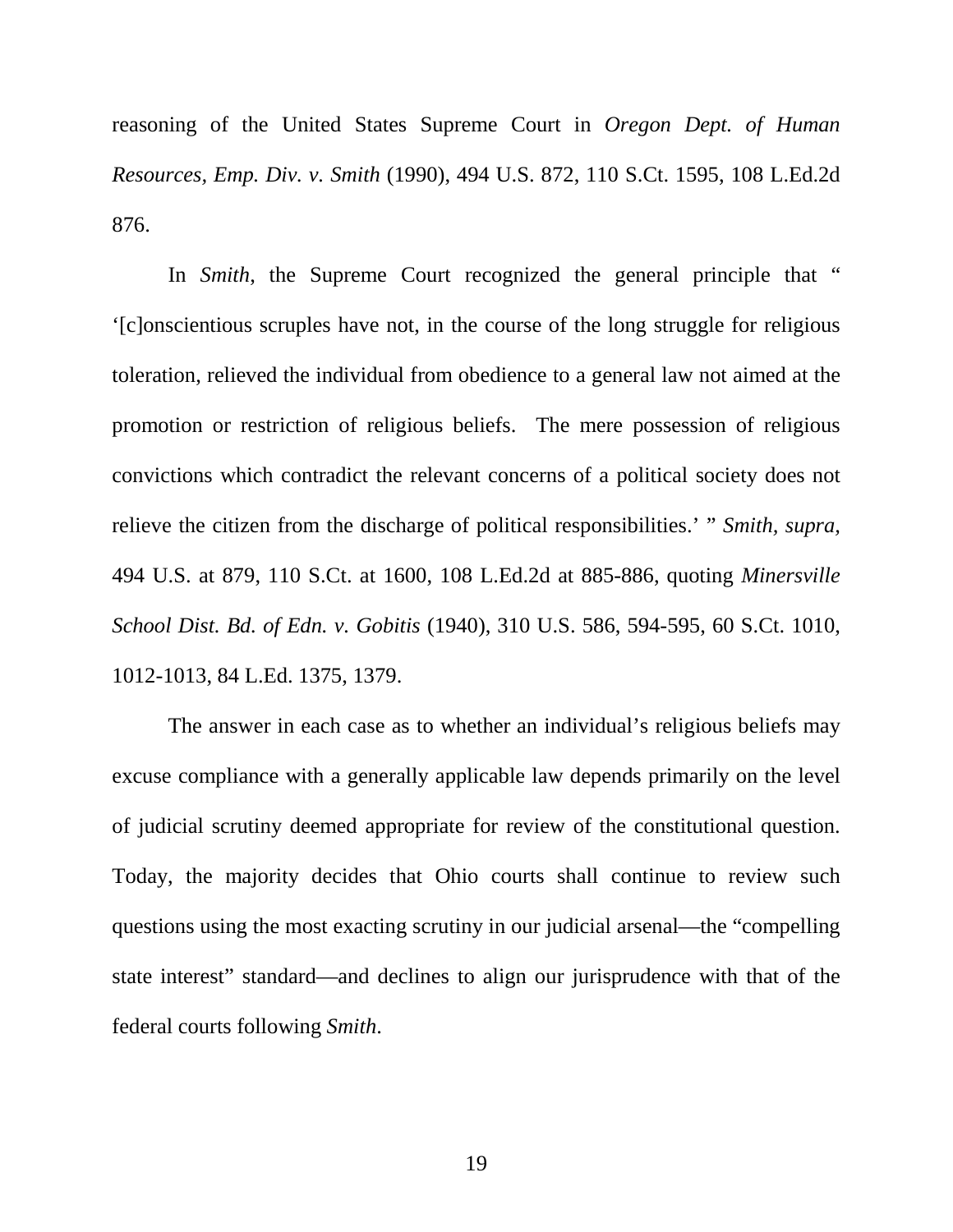reasoning of the United States Supreme Court in *Oregon Dept. of Human Resources, Emp. Div. v. Smith* (1990), 494 U.S. 872, 110 S.Ct. 1595, 108 L.Ed.2d 876.

In *Smith*, the Supreme Court recognized the general principle that " '[c]onscientious scruples have not, in the course of the long struggle for religious toleration, relieved the individual from obedience to a general law not aimed at the promotion or restriction of religious beliefs. The mere possession of religious convictions which contradict the relevant concerns of a political society does not relieve the citizen from the discharge of political responsibilities.' " *Smith, supra,* 494 U.S. at 879, 110 S.Ct. at 1600, 108 L.Ed.2d at 885-886, quoting *Minersville School Dist. Bd. of Edn. v. Gobitis* (1940), 310 U.S. 586, 594-595, 60 S.Ct. 1010, 1012-1013, 84 L.Ed. 1375, 1379.

The answer in each case as to whether an individual's religious beliefs may excuse compliance with a generally applicable law depends primarily on the level of judicial scrutiny deemed appropriate for review of the constitutional question. Today, the majority decides that Ohio courts shall continue to review such questions using the most exacting scrutiny in our judicial arsenal—the "compelling state interest" standard—and declines to align our jurisprudence with that of the federal courts following *Smith*.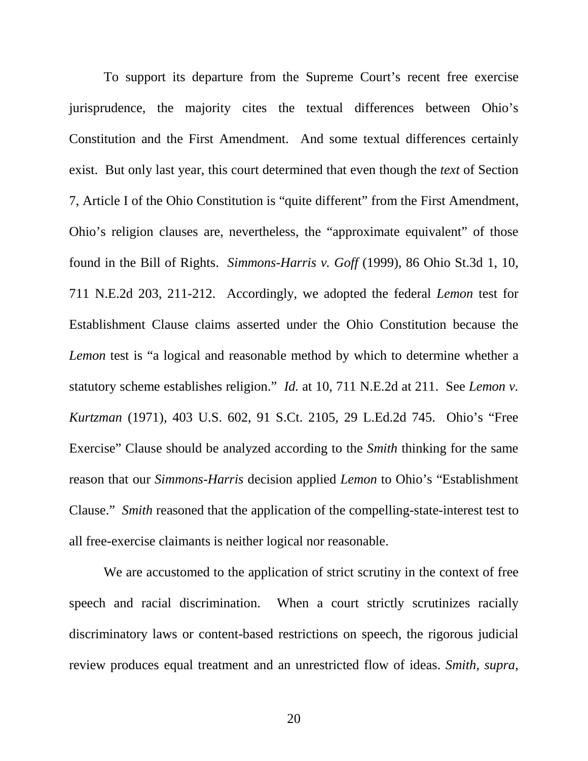To support its departure from the Supreme Court's recent free exercise jurisprudence, the majority cites the textual differences between Ohio's Constitution and the First Amendment. And some textual differences certainly exist. But only last year, this court determined that even though the *text* of Section 7, Article I of the Ohio Constitution is "quite different" from the First Amendment, Ohio's religion clauses are, nevertheless, the "approximate equivalent" of those found in the Bill of Rights. *Simmons-Harris v. Goff* (1999), 86 Ohio St.3d 1, 10, 711 N.E.2d 203, 211-212. Accordingly, we adopted the federal *Lemon* test for Establishment Clause claims asserted under the Ohio Constitution because the *Lemon* test is "a logical and reasonable method by which to determine whether a statutory scheme establishes religion." *Id.* at 10, 711 N.E.2d at 211. See *Lemon v. Kurtzman* (1971), 403 U.S. 602, 91 S.Ct. 2105, 29 L.Ed.2d 745. Ohio's "Free Exercise" Clause should be analyzed according to the *Smith* thinking for the same reason that our *Simmons-Harris* decision applied *Lemon* to Ohio's "Establishment Clause." *Smith* reasoned that the application of the compelling-state-interest test to all free-exercise claimants is neither logical nor reasonable.

We are accustomed to the application of strict scrutiny in the context of free speech and racial discrimination. When a court strictly scrutinizes racially discriminatory laws or content-based restrictions on speech, the rigorous judicial review produces equal treatment and an unrestricted flow of ideas. *Smith, supra,*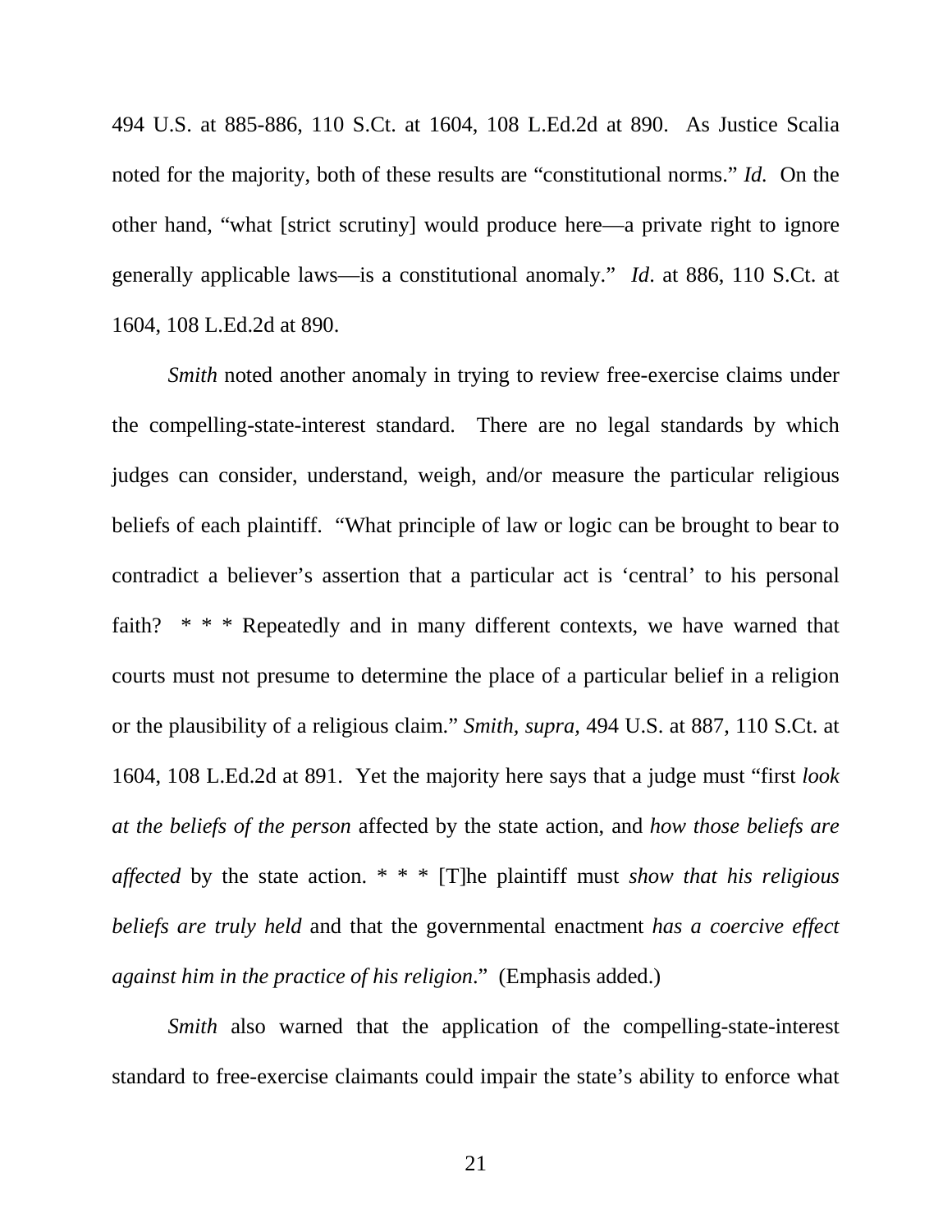494 U.S. at 885-886, 110 S.Ct. at 1604, 108 L.Ed.2d at 890. As Justice Scalia noted for the majority, both of these results are "constitutional norms." *Id.* On the other hand, "what [strict scrutiny] would produce here—a private right to ignore generally applicable laws—is a constitutional anomaly." *Id*. at 886, 110 S.Ct. at 1604, 108 L.Ed.2d at 890.

*Smith* noted another anomaly in trying to review free-exercise claims under the compelling-state-interest standard. There are no legal standards by which judges can consider, understand, weigh, and/or measure the particular religious beliefs of each plaintiff. "What principle of law or logic can be brought to bear to contradict a believer's assertion that a particular act is 'central' to his personal faith? * * * Repeatedly and in many different contexts, we have warned that courts must not presume to determine the place of a particular belief in a religion or the plausibility of a religious claim." *Smith, supra,* 494 U.S. at 887, 110 S.Ct. at 1604, 108 L.Ed.2d at 891. Yet the majority here says that a judge must "first *look at the beliefs of the person* affected by the state action, and *how those beliefs are affected* by the state action. * * * [T]he plaintiff must *show that his religious beliefs are truly held* and that the governmental enactment *has a coercive effect against him in the practice of his religion*." (Emphasis added.)

*Smith* also warned that the application of the compelling-state-interest standard to free-exercise claimants could impair the state's ability to enforce what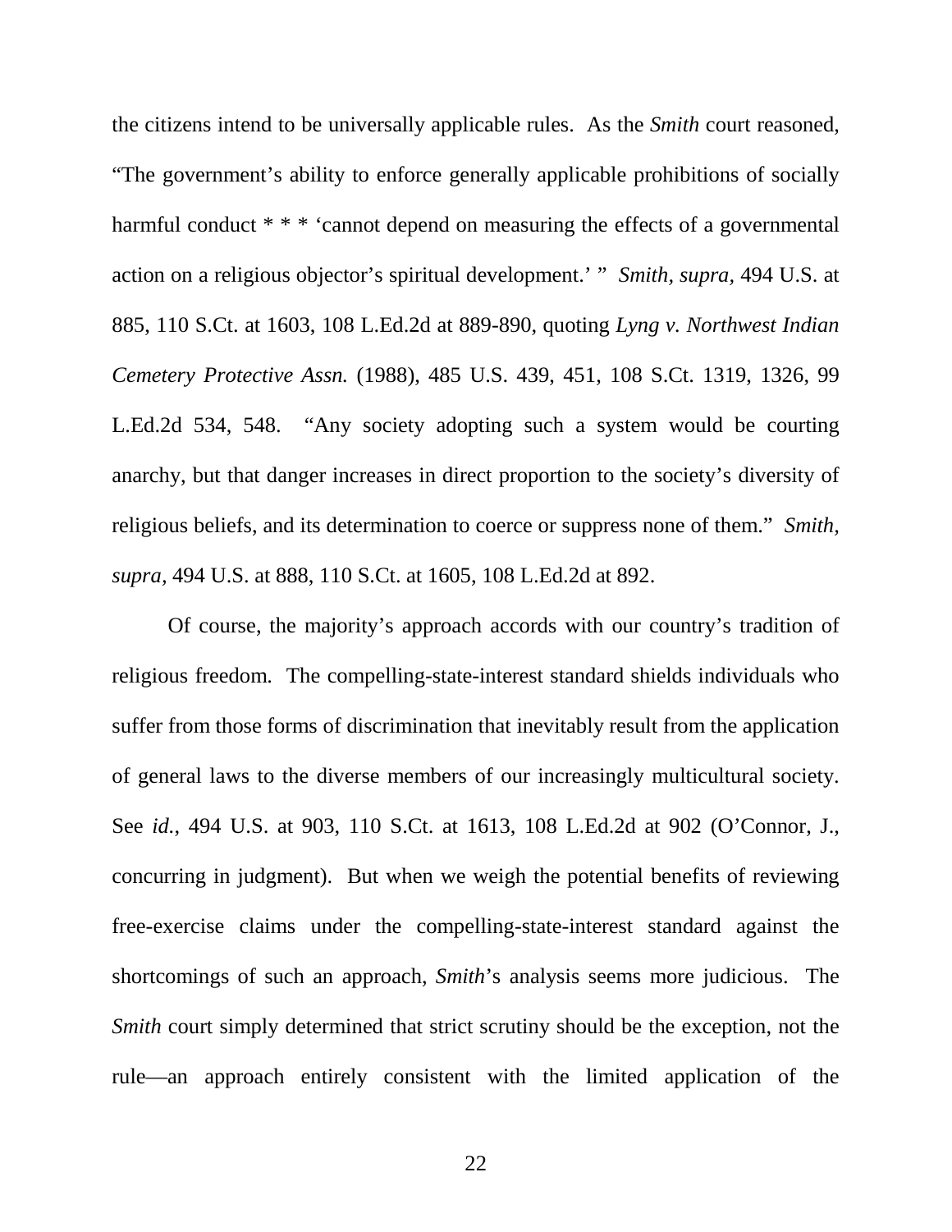the citizens intend to be universally applicable rules. As the *Smith* court reasoned, "The government's ability to enforce generally applicable prohibitions of socially harmful conduct * * * 'cannot depend on measuring the effects of a governmental action on a religious objector's spiritual development.' " *Smith, supra,* 494 U.S. at 885, 110 S.Ct. at 1603, 108 L.Ed.2d at 889-890, quoting *Lyng v. Northwest Indian Cemetery Protective Assn.* (1988), 485 U.S. 439, 451, 108 S.Ct. 1319, 1326, 99 L.Ed.2d 534, 548. "Any society adopting such a system would be courting anarchy, but that danger increases in direct proportion to the society's diversity of religious beliefs, and its determination to coerce or suppress none of them." *Smith, supra*, 494 U.S. at 888, 110 S.Ct. at 1605, 108 L.Ed.2d at 892.

Of course, the majority's approach accords with our country's tradition of religious freedom. The compelling-state-interest standard shields individuals who suffer from those forms of discrimination that inevitably result from the application of general laws to the diverse members of our increasingly multicultural society. See *id.*, 494 U.S. at 903, 110 S.Ct. at 1613, 108 L.Ed.2d at 902 (O'Connor, J., concurring in judgment). But when we weigh the potential benefits of reviewing free-exercise claims under the compelling-state-interest standard against the shortcomings of such an approach, *Smith*'s analysis seems more judicious. The *Smith* court simply determined that strict scrutiny should be the exception, not the rule—an approach entirely consistent with the limited application of the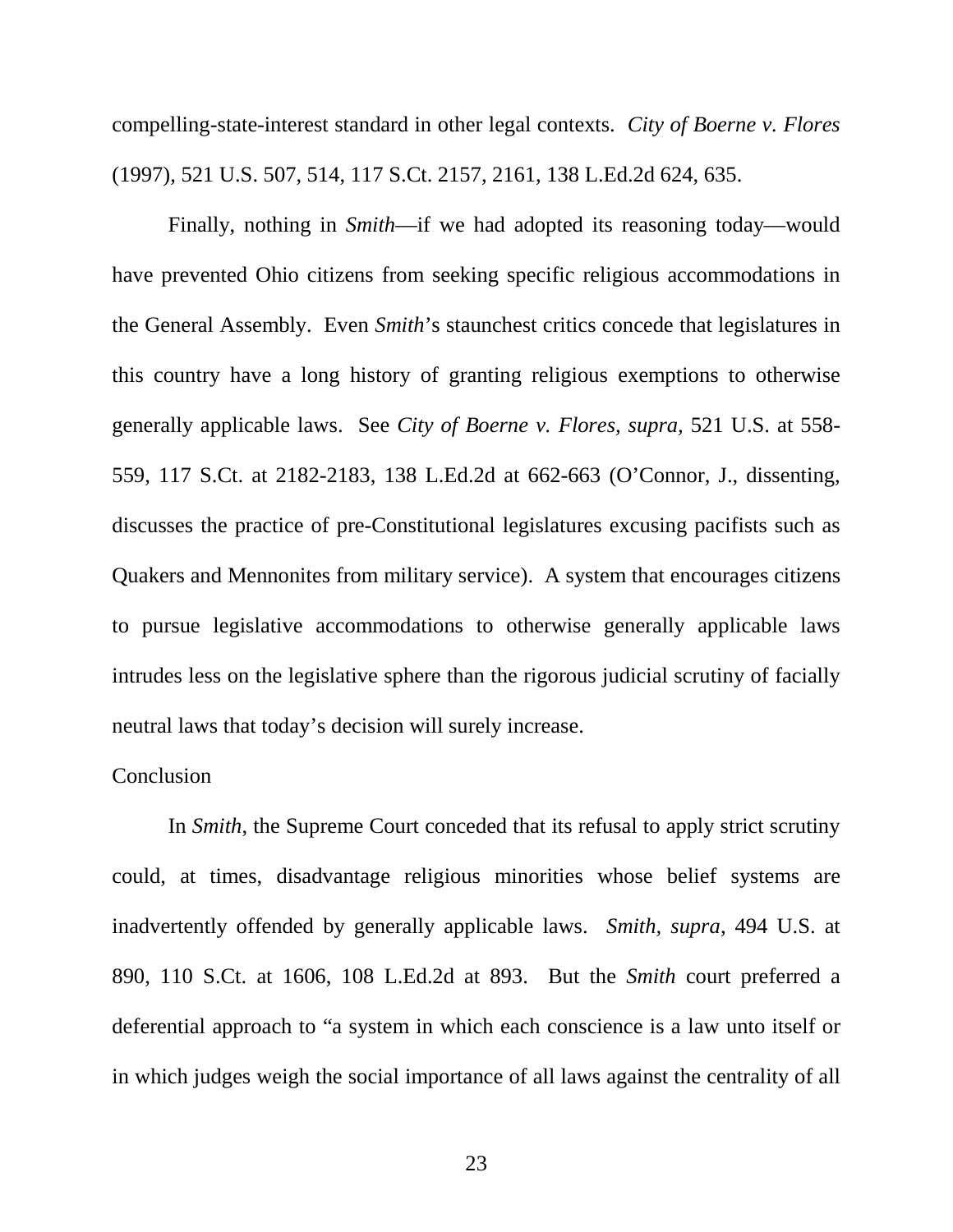compelling-state-interest standard in other legal contexts. *City of Boerne v. Flores* (1997), 521 U.S. 507, 514, 117 S.Ct. 2157, 2161, 138 L.Ed.2d 624, 635.

Finally, nothing in *Smith*—if we had adopted its reasoning today—would have prevented Ohio citizens from seeking specific religious accommodations in the General Assembly. Even *Smith*'s staunchest critics concede that legislatures in this country have a long history of granting religious exemptions to otherwise generally applicable laws. See *City of Boerne v. Flores, supra*, 521 U.S. at 558-559, 117 S.Ct. at 2182-2183, 138 L.Ed.2d at 662-663 (O'Connor, J., dissenting, discusses the practice of pre-Constitutional legislatures excusing pacifists such as Quakers and Mennonites from military service). A system that encourages citizens to pursue legislative accommodations to otherwise generally applicable laws intrudes less on the legislative sphere than the rigorous judicial scrutiny of facially neutral laws that today's decision will surely increase.

Conclusion

In *Smith*, the Supreme Court conceded that its refusal to apply strict scrutiny could, at times, disadvantage religious minorities whose belief systems are inadvertently offended by generally applicable laws. *Smith, supra*, 494 U.S. at 890, 110 S.Ct. at 1606, 108 L.Ed.2d at 893. But the *Smith* court preferred a deferential approach to "a system in which each conscience is a law unto itself or in which judges weigh the social importance of all laws against the centrality of all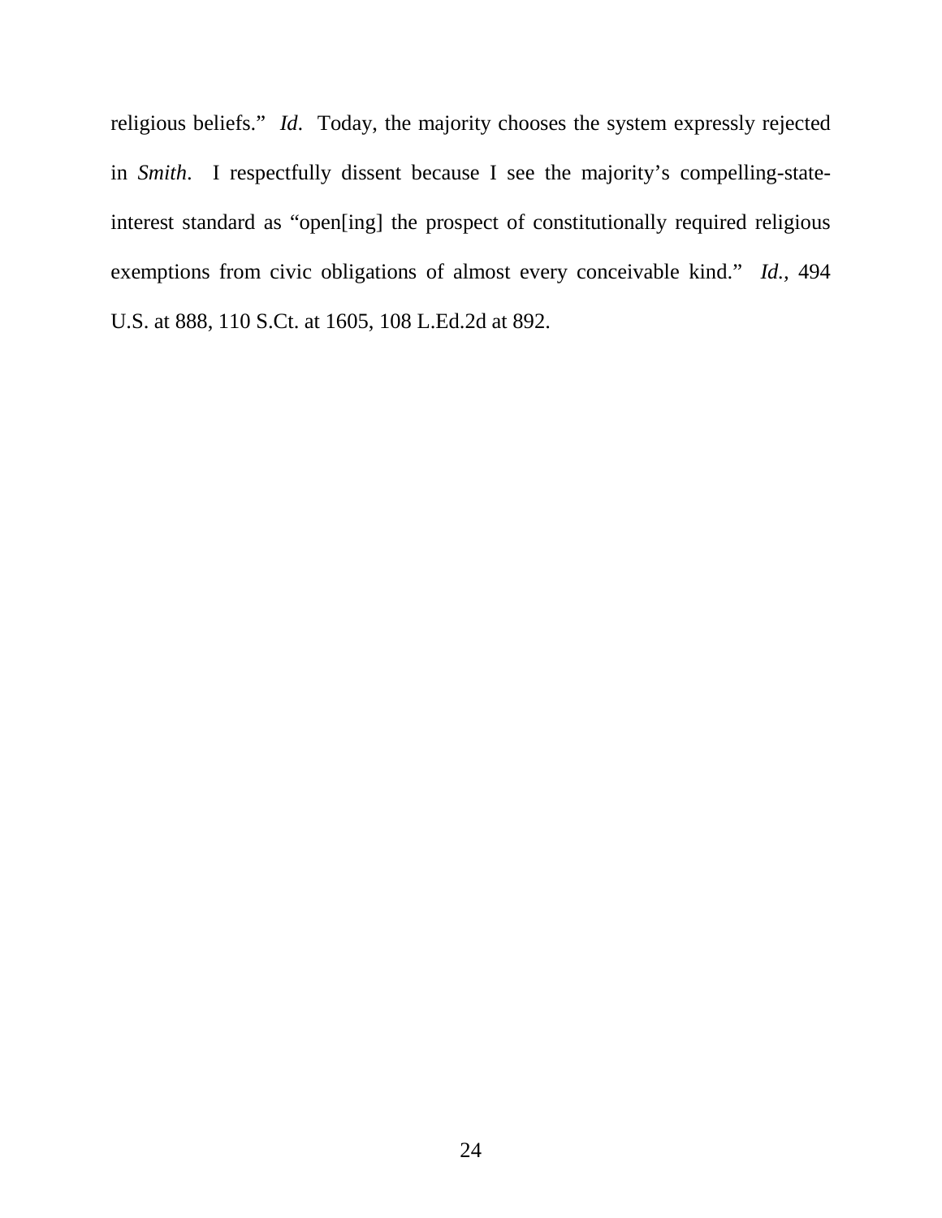religious beliefs." *Id.* Today, the majority chooses the system expressly rejected in *Smith*. I respectfully dissent because I see the majority's compelling-state-interest standard as "open[ing] the prospect of constitutionally required religious exemptions from civic obligations of almost every conceivable kind." *Id.*, 494 U.S. at 888, 110 S.Ct. at 1605, 108 L.Ed.2d at 892.